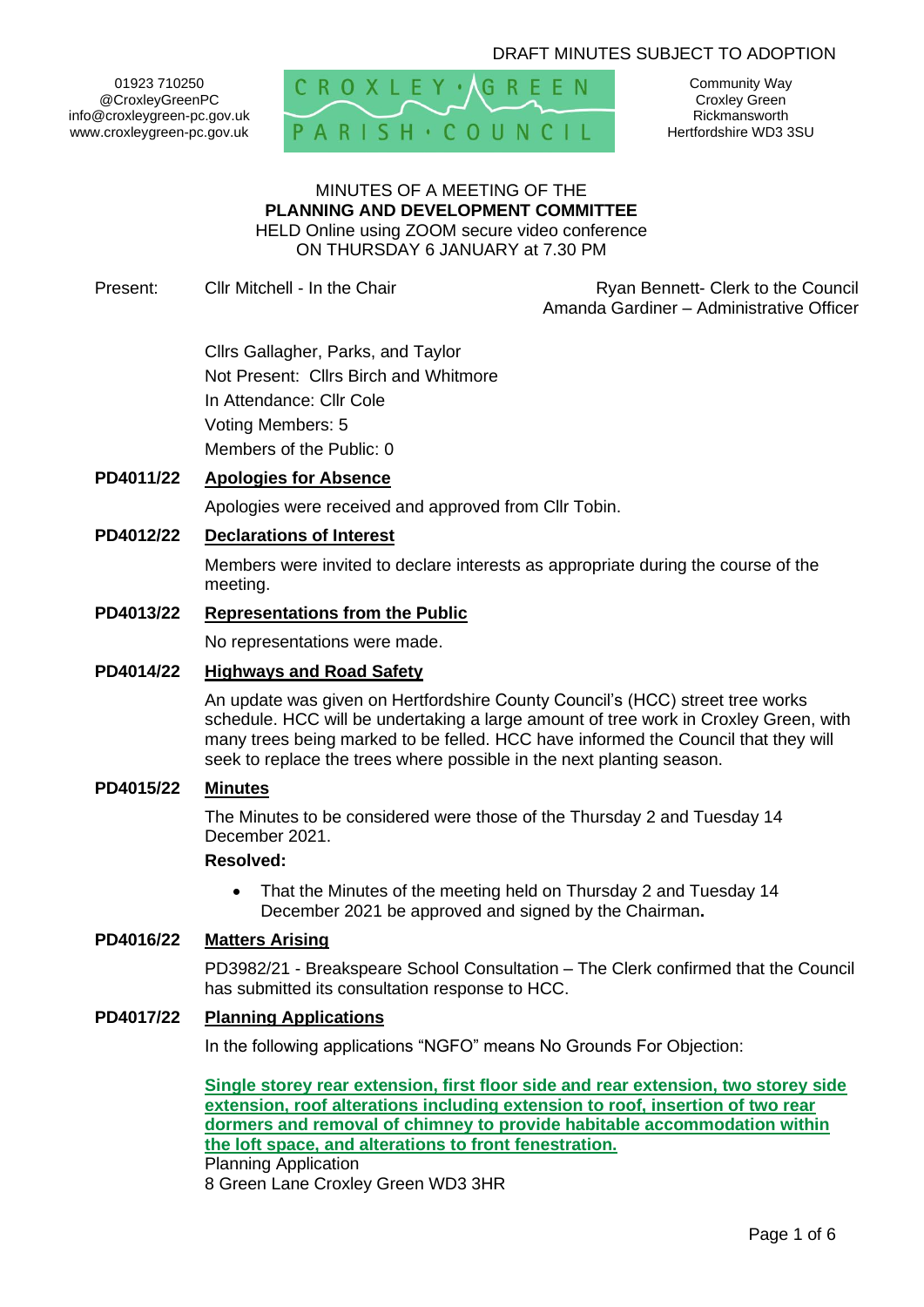DRAFT MINUTES SUBJECT TO ADOPTION

01923 710250
@CroxleyGreenPC
info@croxleygreen-pc.gov.uk
www.croxleygreen-pc.gov.uk

CROXLEY GREEN PARISH COUNCIL

Community Way
Croxley Green
Rickmansworth
Hertfordshire WD3 3SU

MINUTES OF A MEETING OF THE
**PLANNING AND DEVELOPMENT COMMITTEE**
HELD Online using ZOOM secure video conference
ON THURSDAY 6 JANUARY at 7.30 PM

Present: Cllr Mitchell - In the Chair

Ryan Bennett- Clerk to the Council
Amanda Gardiner – Administrative Officer

Cllrs Gallagher, Parks, and Taylor
Not Present: Cllrs Birch and Whitmore
In Attendance: Cllr Cole
Voting Members: 5
Members of the Public: 0

**PD4011/22 Apologies for Absence**

Apologies were received and approved from Cllr Tobin.

**PD4012/22 Declarations of Interest**

Members were invited to declare interests as appropriate during the course of the meeting.

**PD4013/22 Representations from the Public**

No representations were made.

**PD4014/22 Highways and Road Safety**

An update was given on Hertfordshire County Council's (HCC) street tree works schedule. HCC will be undertaking a large amount of tree work in Croxley Green, with many trees being marked to be felled. HCC have informed the Council that they will seek to replace the trees where possible in the next planting season.

**PD4015/22 Minutes**

The Minutes to be considered were those of the Thursday 2 and Tuesday 14 December 2021.

**Resolved:**

- That the Minutes of the meeting held on Thursday 2 and Tuesday 14 December 2021 be approved and signed by the Chairman**.**

**PD4016/22 Matters Arising**

PD3982/21 - Breakspeare School Consultation – The Clerk confirmed that the Council has submitted its consultation response to HCC.

**PD4017/22 Planning Applications**

In the following applications "NGFO" means No Grounds For Objection:

**Single storey rear extension, first floor side and rear extension, two storey side extension, roof alterations including extension to roof, insertion of two rear dormers and removal of chimney to provide habitable accommodation within the loft space, and alterations to front fenestration.**
Planning Application
8 Green Lane Croxley Green WD3 3HR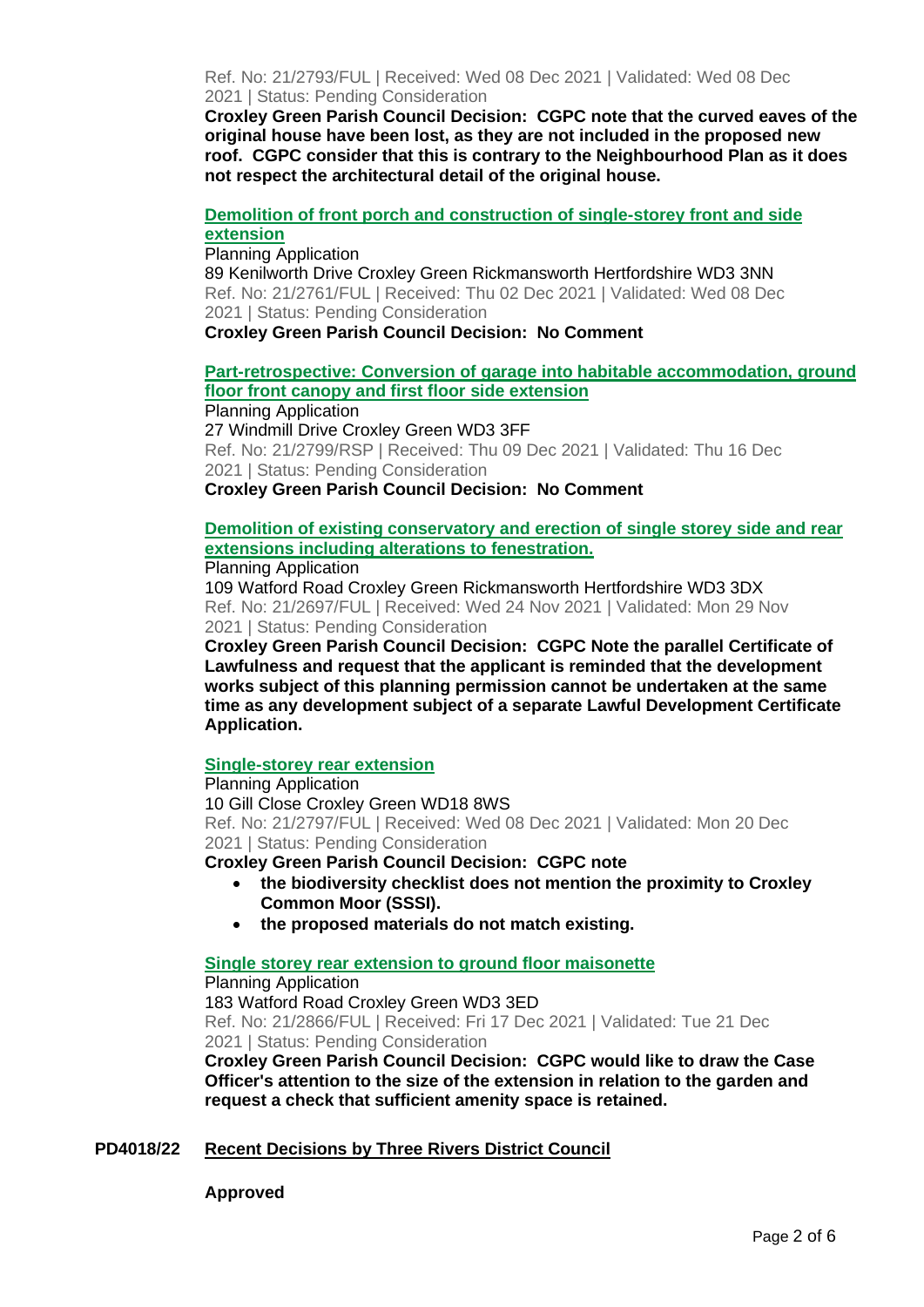Ref. No: 21/2793/FUL | Received: Wed 08 Dec 2021 | Validated: Wed 08 Dec 2021 | Status: Pending Consideration

**Croxley Green Parish Council Decision: CGPC note that the curved eaves of the original house have been lost, as they are not included in the proposed new roof. CGPC consider that this is contrary to the Neighbourhood Plan as it does not respect the architectural detail of the original house.**

**Demolition of front porch and construction of single-storey front and side extension**

Planning Application
89 Kenilworth Drive Croxley Green Rickmansworth Hertfordshire WD3 3NN
Ref. No: 21/2761/FUL | Received: Thu 02 Dec 2021 | Validated: Wed 08 Dec 2021 | Status: Pending Consideration

**Croxley Green Parish Council Decision: No Comment**

**Part-retrospective: Conversion of garage into habitable accommodation, ground floor front canopy and first floor side extension**

Planning Application
27 Windmill Drive Croxley Green WD3 3FF
Ref. No: 21/2799/RSP | Received: Thu 09 Dec 2021 | Validated: Thu 16 Dec 2021 | Status: Pending Consideration

**Croxley Green Parish Council Decision: No Comment**

**Demolition of existing conservatory and erection of single storey side and rear extensions including alterations to fenestration.**

Planning Application
109 Watford Road Croxley Green Rickmansworth Hertfordshire WD3 3DX
Ref. No: 21/2697/FUL | Received: Wed 24 Nov 2021 | Validated: Mon 29 Nov 2021 | Status: Pending Consideration

**Croxley Green Parish Council Decision: CGPC Note the parallel Certificate of Lawfulness and request that the applicant is reminded that the development works subject of this planning permission cannot be undertaken at the same time as any development subject of a separate Lawful Development Certificate Application.**

**Single-storey rear extension**

Planning Application
10 Gill Close Croxley Green WD18 8WS
Ref. No: 21/2797/FUL | Received: Wed 08 Dec 2021 | Validated: Mon 20 Dec 2021 | Status: Pending Consideration

**Croxley Green Parish Council Decision: CGPC note**

- **the biodiversity checklist does not mention the proximity to Croxley Common Moor (SSSI).**
- **the proposed materials do not match existing.**

**Single storey rear extension to ground floor maisonette**

Planning Application
183 Watford Road Croxley Green WD3 3ED
Ref. No: 21/2866/FUL | Received: Fri 17 Dec 2021 | Validated: Tue 21 Dec 2021 | Status: Pending Consideration

**Croxley Green Parish Council Decision: CGPC would like to draw the Case Officer's attention to the size of the extension in relation to the garden and request a check that sufficient amenity space is retained.**

## PD4018/22 Recent Decisions by Three Rivers District Council

**Approved**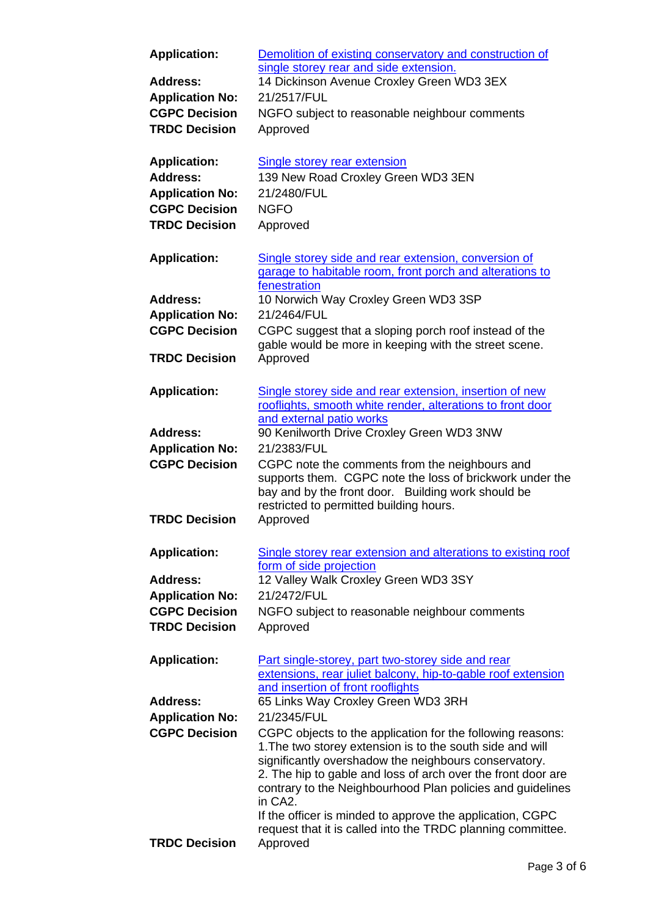| | |
|---|---|
| **Application:** | Demolition of existing conservatory and construction of single storey rear and side extension. |
| **Address:** | 14 Dickinson Avenue Croxley Green WD3 3EX |
| **Application No:** | 21/2517/FUL |
| **CGPC Decision** | NGFO subject to reasonable neighbour comments |
| **TRDC Decision** | Approved |

| | |
|---|---|
| **Application:** | Single storey rear extension |
| **Address:** | 139 New Road Croxley Green WD3 3EN |
| **Application No:** | 21/2480/FUL |
| **CGPC Decision** | NGFO |
| **TRDC Decision** | Approved |

| | |
|---|---|
| **Application:** | Single storey side and rear extension, conversion of garage to habitable room, front porch and alterations to fenestration |
| **Address:** | 10 Norwich Way Croxley Green WD3 3SP |
| **Application No:** | 21/2464/FUL |
| **CGPC Decision** | CGPC suggest that a sloping porch roof instead of the gable would be more in keeping with the street scene. |
| **TRDC Decision** | Approved |

| | |
|---|---|
| **Application:** | Single storey side and rear extension, insertion of new rooflights, smooth white render, alterations to front door and external patio works |
| **Address:** | 90 Kenilworth Drive Croxley Green WD3 3NW |
| **Application No:** | 21/2383/FUL |
| **CGPC Decision** | CGPC note the comments from the neighbours and supports them. CGPC note the loss of brickwork under the bay and by the front door. Building work should be restricted to permitted building hours. |
| **TRDC Decision** | Approved |

| | |
|---|---|
| **Application:** | Single storey rear extension and alterations to existing roof form of side projection |
| **Address:** | 12 Valley Walk Croxley Green WD3 3SY |
| **Application No:** | 21/2472/FUL |
| **CGPC Decision** | NGFO subject to reasonable neighbour comments |
| **TRDC Decision** | Approved |

| | |
|---|---|
| **Application:** | Part single-storey, part two-storey side and rear extensions, rear juliet balcony, hip-to-gable roof extension and insertion of front rooflights |
| **Address:** | 65 Links Way Croxley Green WD3 3RH |
| **Application No:** | 21/2345/FUL |
| **CGPC Decision** | CGPC objects to the application for the following reasons:<br>1.The two storey extension is to the south side and will significantly overshadow the neighbours conservatory.<br>2. The hip to gable and loss of arch over the front door are contrary to the Neighbourhood Plan policies and guidelines in CA2.<br>If the officer is minded to approve the application, CGPC request that it is called into the TRDC planning committee. |
| **TRDC Decision** | Approved |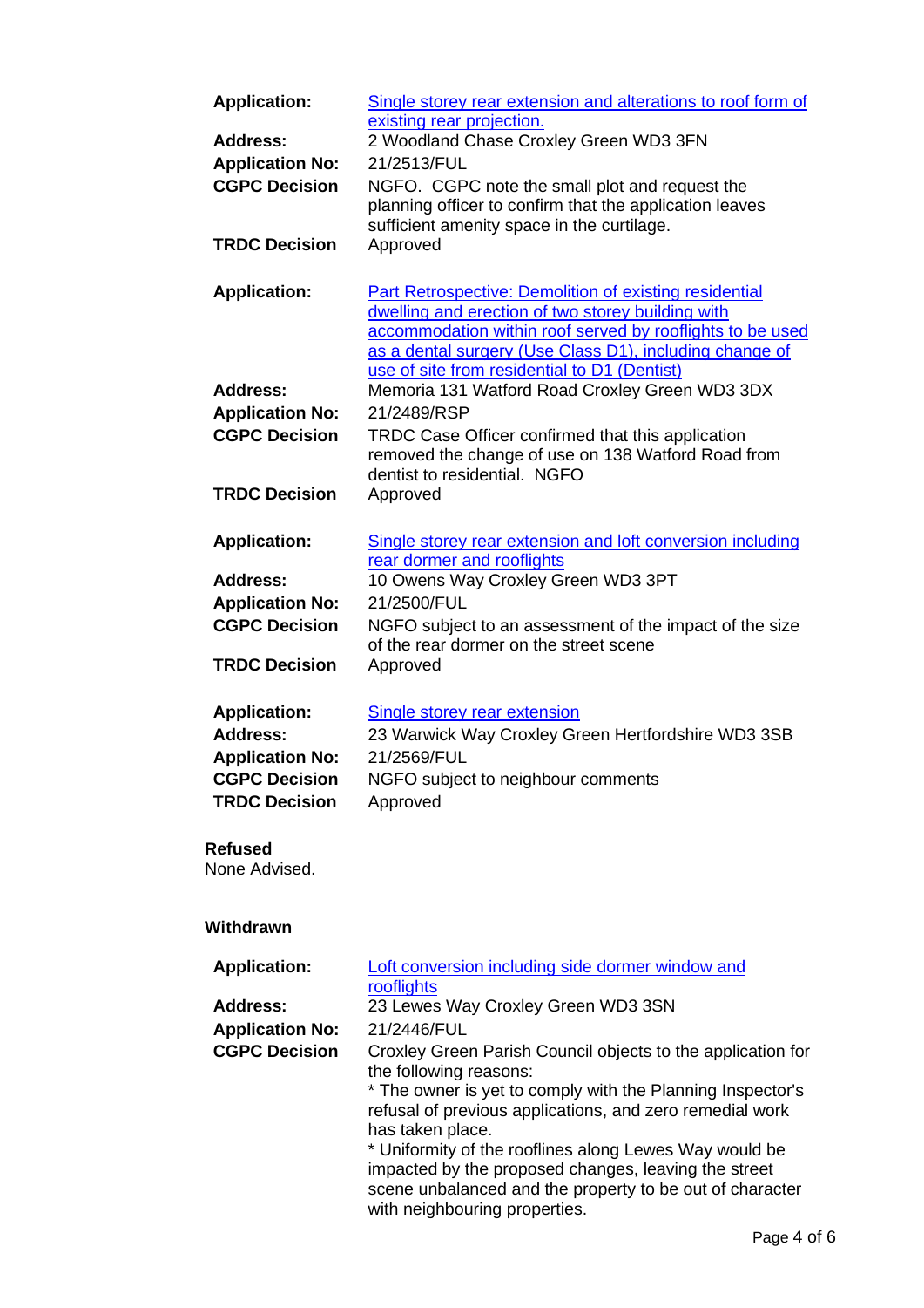| | |
|---|---|
| **Application:** | Single storey rear extension and alterations to roof form of existing rear projection. |
| **Address:** | 2 Woodland Chase Croxley Green WD3 3FN |
| **Application No:** | 21/2513/FUL |
| **CGPC Decision** | NGFO. CGPC note the small plot and request the planning officer to confirm that the application leaves sufficient amenity space in the curtilage. |
| **TRDC Decision** | Approved |

| | |
|---|---|
| **Application:** | Part Retrospective: Demolition of existing residential dwelling and erection of two storey building with accommodation within roof served by rooflights to be used as a dental surgery (Use Class D1), including change of use of site from residential to D1 (Dentist) |
| **Address:** | Memoria 131 Watford Road Croxley Green WD3 3DX |
| **Application No:** | 21/2489/RSP |
| **CGPC Decision** | TRDC Case Officer confirmed that this application removed the change of use on 138 Watford Road from dentist to residential. NGFO |
| **TRDC Decision** | Approved |

| | |
|---|---|
| **Application:** | Single storey rear extension and loft conversion including rear dormer and rooflights |
| **Address:** | 10 Owens Way Croxley Green WD3 3PT |
| **Application No:** | 21/2500/FUL |
| **CGPC Decision** | NGFO subject to an assessment of the impact of the size of the rear dormer on the street scene |
| **TRDC Decision** | Approved |

| | |
|---|---|
| **Application:** | Single storey rear extension |
| **Address:** | 23 Warwick Way Croxley Green Hertfordshire WD3 3SB |
| **Application No:** | 21/2569/FUL |
| **CGPC Decision** | NGFO subject to neighbour comments |
| **TRDC Decision** | Approved |

**Refused**

None Advised.

**Withdrawn**

| | |
|---|---|
| **Application:** | Loft conversion including side dormer window and rooflights |
| **Address:** | 23 Lewes Way Croxley Green WD3 3SN |
| **Application No:** | 21/2446/FUL |
| **CGPC Decision** | Croxley Green Parish Council objects to the application for the following reasons:<br>* The owner is yet to comply with the Planning Inspector's refusal of previous applications, and zero remedial work has taken place.<br>* Uniformity of the rooflines along Lewes Way would be impacted by the proposed changes, leaving the street scene unbalanced and the property to be out of character with neighbouring properties. |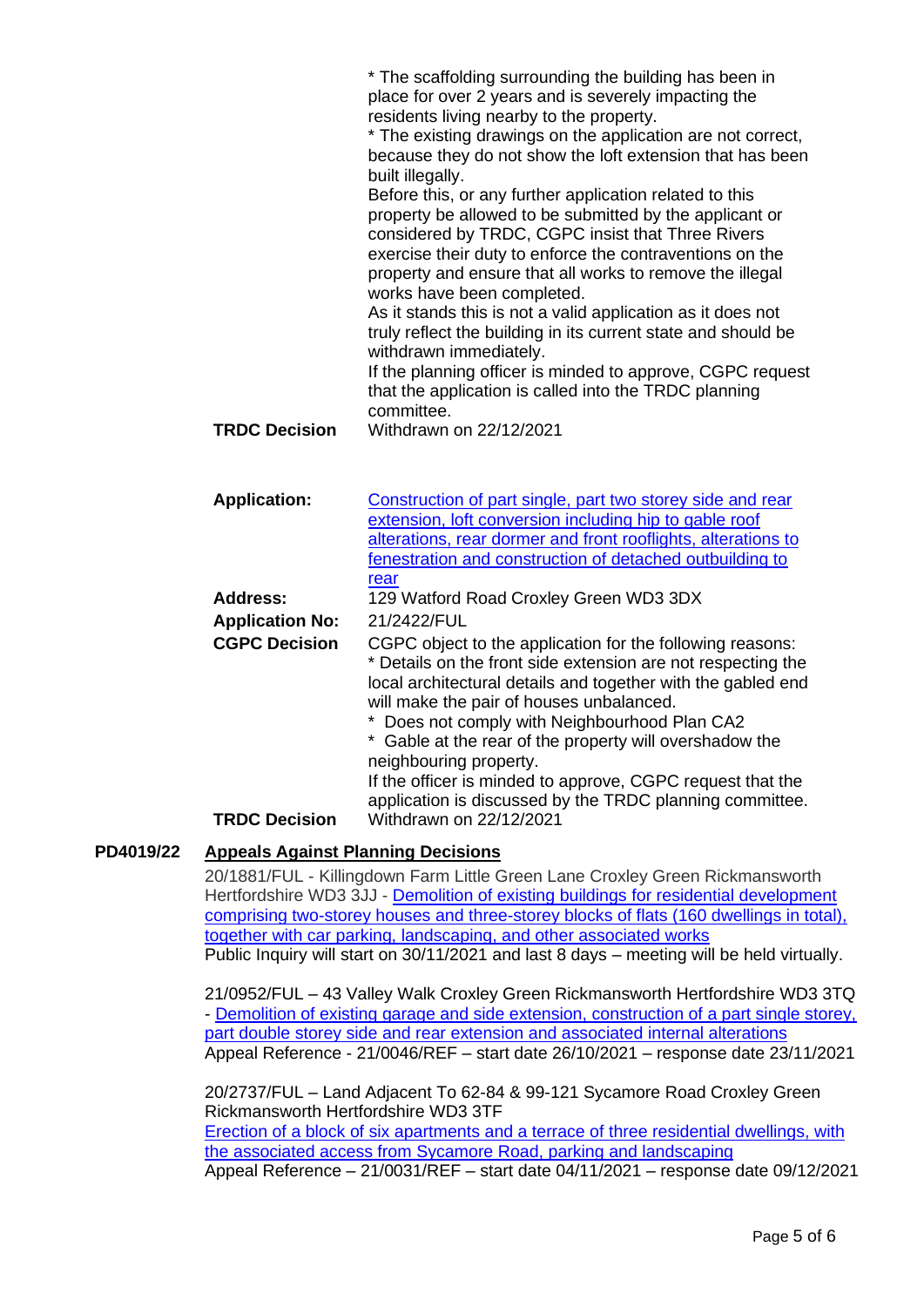| | |
|---|---|
| | * The scaffolding surrounding the building has been in place for over 2 years and is severely impacting the residents living nearby to the property.<br>* The existing drawings on the application are not correct, because they do not show the loft extension that has been built illegally.<br>Before this, or any further application related to this property be allowed to be submitted by the applicant or considered by TRDC, CGPC insist that Three Rivers exercise their duty to enforce the contraventions on the property and ensure that all works to remove the illegal works have been completed.<br>As it stands this is not a valid application as it does not truly reflect the building in its current state and should be withdrawn immediately.<br>If the planning officer is minded to approve, CGPC request that the application is called into the TRDC planning committee. |
| **TRDC Decision** | Withdrawn on 22/12/2021 |

| | |
|---|---|
| **Application:** | Construction of part single, part two storey side and rear extension, loft conversion including hip to gable roof alterations, rear dormer and front rooflights, alterations to fenestration and construction of detached outbuilding to rear |
| **Address:** | 129 Watford Road Croxley Green WD3 3DX |
| **Application No:** | 21/2422/FUL |
| **CGPC Decision** | CGPC object to the application for the following reasons:<br>* Details on the front side extension are not respecting the local architectural details and together with the gabled end will make the pair of houses unbalanced.<br>* Does not comply with Neighbourhood Plan CA2<br>* Gable at the rear of the property will overshadow the neighbouring property.<br>If the officer is minded to approve, CGPC request that the application is discussed by the TRDC planning committee. |
| **TRDC Decision** | Withdrawn on 22/12/2021 |

**PD4019/22 Appeals Against Planning Decisions**

20/1881/FUL - Killingdown Farm Little Green Lane Croxley Green Rickmansworth Hertfordshire WD3 3JJ - Demolition of existing buildings for residential development comprising two-storey houses and three-storey blocks of flats (160 dwellings in total), together with car parking, landscaping, and other associated works
Public Inquiry will start on 30/11/2021 and last 8 days – meeting will be held virtually.

21/0952/FUL – 43 Valley Walk Croxley Green Rickmansworth Hertfordshire WD3 3TQ - Demolition of existing garage and side extension, construction of a part single storey, part double storey side and rear extension and associated internal alterations
Appeal Reference - 21/0046/REF – start date 26/10/2021 – response date 23/11/2021

20/2737/FUL – Land Adjacent To 62-84 & 99-121 Sycamore Road Croxley Green Rickmansworth Hertfordshire WD3 3TF
Erection of a block of six apartments and a terrace of three residential dwellings, with the associated access from Sycamore Road, parking and landscaping
Appeal Reference – 21/0031/REF – start date 04/11/2021 – response date 09/12/2021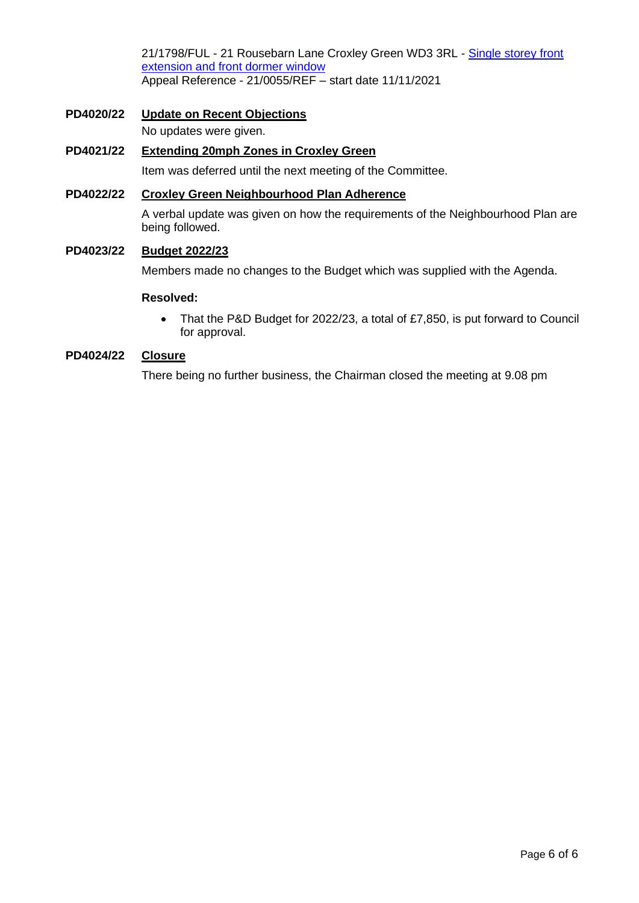21/1798/FUL - 21 Rousebarn Lane Croxley Green WD3 3RL - Single storey front extension and front dormer window
Appeal Reference - 21/0055/REF – start date 11/11/2021

**PD4020/22 Update on Recent Objections**

No updates were given.

**PD4021/22 Extending 20mph Zones in Croxley Green**

Item was deferred until the next meeting of the Committee.

**PD4022/22 Croxley Green Neighbourhood Plan Adherence**

A verbal update was given on how the requirements of the Neighbourhood Plan are being followed.

**PD4023/22 Budget 2022/23**

Members made no changes to the Budget which was supplied with the Agenda.

**Resolved:**

- That the P&D Budget for 2022/23, a total of £7,850, is put forward to Council for approval.

**PD4024/22 Closure**

There being no further business, the Chairman closed the meeting at 9.08 pm